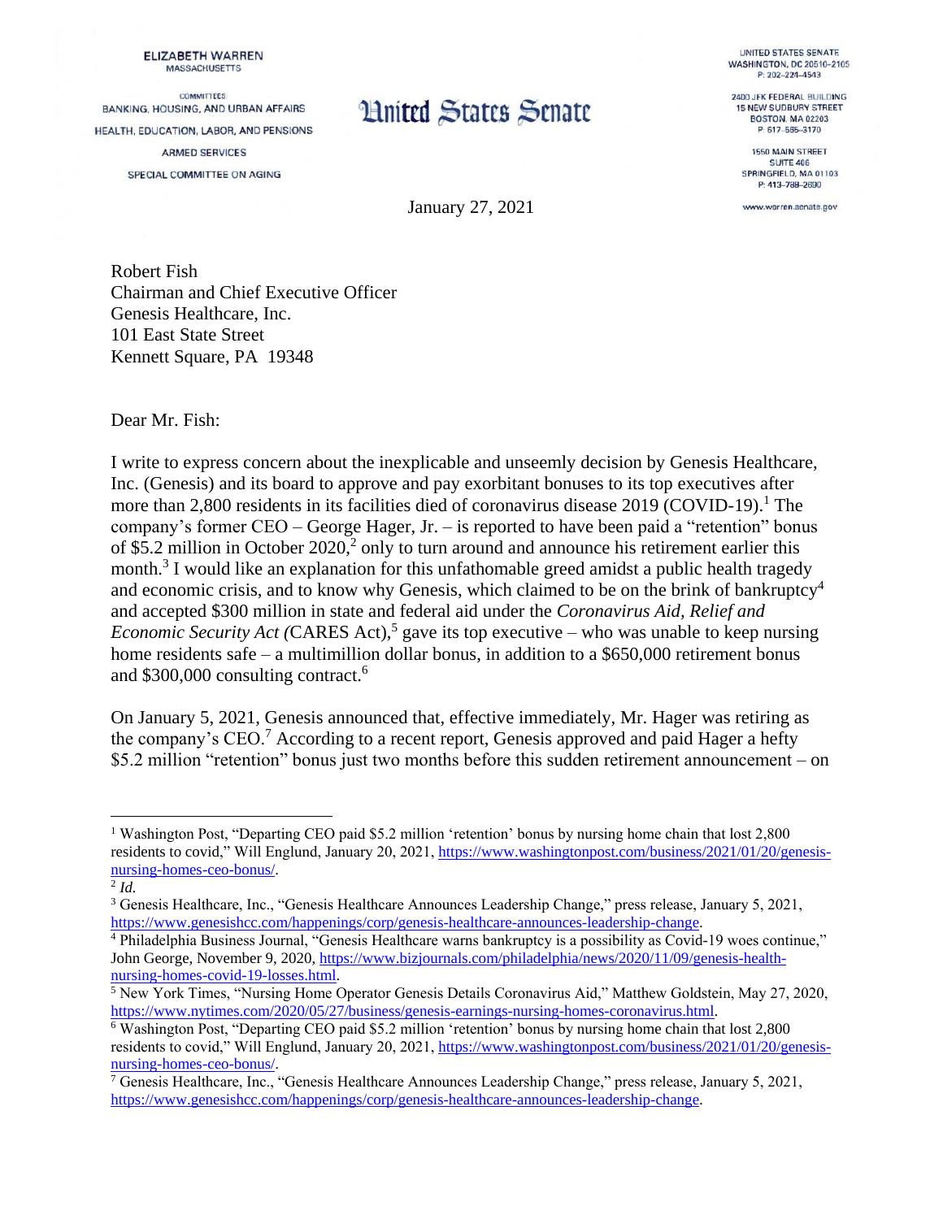ELIZABETH WARREN
MASSACHUSETTS

COMMITTEES:
BANKING, HOUSING, AND URBAN AFFAIRS
HEALTH, EDUCATION, LABOR, AND PENSIONS
ARMED SERVICES
SPECIAL COMMITTEE ON AGING

# United States Senate

UNITED STATES SENATE
WASHINGTON, DC 20510–2105
P: 202–224–4543

2400 JFK FEDERAL BUILDING
15 NEW SUDBURY STREET
BOSTON, MA 02203
P: 617–565–3170

1550 MAIN STREET
SUITE 406
SPRINGFIELD, MA 01103
P: 413–788–2690

www.warren.senate.gov

January 27, 2021

Robert Fish
Chairman and Chief Executive Officer
Genesis Healthcare, Inc.
101 East State Street
Kennett Square, PA 19348

Dear Mr. Fish:

I write to express concern about the inexplicable and unseemly decision by Genesis Healthcare, Inc. (Genesis) and its board to approve and pay exorbitant bonuses to its top executives after more than 2,800 residents in its facilities died of coronavirus disease 2019 (COVID-19).[1] The company's former CEO – George Hager, Jr. – is reported to have been paid a "retention" bonus of $5.2 million in October 2020,[2] only to turn around and announce his retirement earlier this month.[3] I would like an explanation for this unfathomable greed amidst a public health tragedy and economic crisis, and to know why Genesis, which claimed to be on the brink of bankruptcy[4] and accepted $300 million in state and federal aid under the *Coronavirus Aid, Relief and Economic Security Act (*CARES Act),[5] gave its top executive – who was unable to keep nursing home residents safe – a multimillion dollar bonus, in addition to a $650,000 retirement bonus and $300,000 consulting contract.[6]

On January 5, 2021, Genesis announced that, effective immediately, Mr. Hager was retiring as the company's CEO.[7] According to a recent report, Genesis approved and paid Hager a hefty $5.2 million "retention" bonus just two months before this sudden retirement announcement – on

---

[1] Washington Post, "Departing CEO paid $5.2 million 'retention' bonus by nursing home chain that lost 2,800 residents to covid," Will Englund, January 20, 2021, https://www.washingtonpost.com/business/2021/01/20/genesis-nursing-homes-ceo-bonus/.

[2] *Id.*

[3] Genesis Healthcare, Inc., "Genesis Healthcare Announces Leadership Change," press release, January 5, 2021, https://www.genesishcc.com/happenings/corp/genesis-healthcare-announces-leadership-change.

[4] Philadelphia Business Journal, "Genesis Healthcare warns bankruptcy is a possibility as Covid-19 woes continue," John George, November 9, 2020, https://www.bizjournals.com/philadelphia/news/2020/11/09/genesis-health-nursing-homes-covid-19-losses.html.

[5] New York Times, "Nursing Home Operator Genesis Details Coronavirus Aid," Matthew Goldstein, May 27, 2020, https://www.nytimes.com/2020/05/27/business/genesis-earnings-nursing-homes-coronavirus.html.

[6] Washington Post, "Departing CEO paid $5.2 million 'retention' bonus by nursing home chain that lost 2,800 residents to covid," Will Englund, January 20, 2021, https://www.washingtonpost.com/business/2021/01/20/genesis-nursing-homes-ceo-bonus/.

[7] Genesis Healthcare, Inc., "Genesis Healthcare Announces Leadership Change," press release, January 5, 2021, https://www.genesishcc.com/happenings/corp/genesis-healthcare-announces-leadership-change.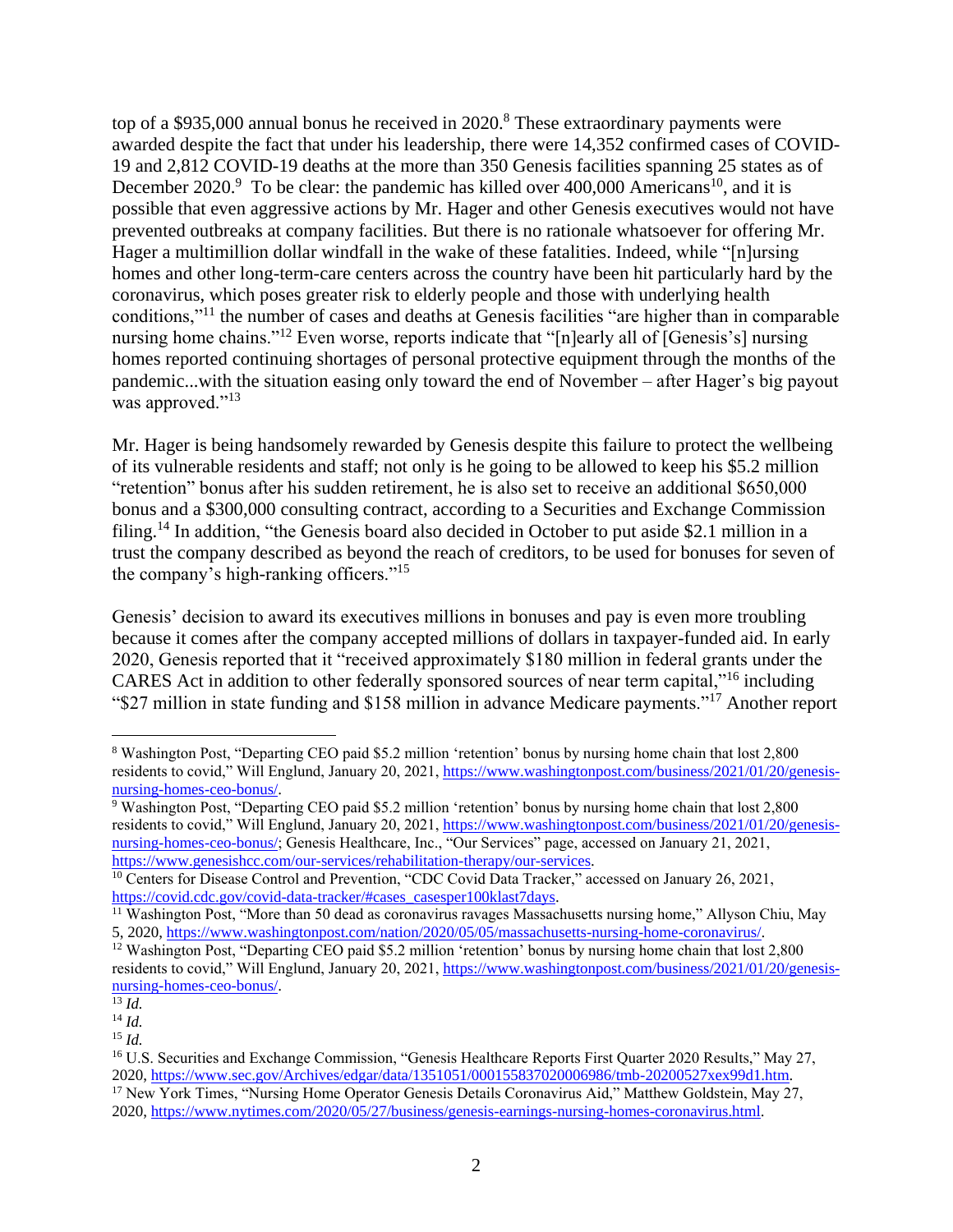top of a $935,000 annual bonus he received in 2020.[8] These extraordinary payments were awarded despite the fact that under his leadership, there were 14,352 confirmed cases of COVID-19 and 2,812 COVID-19 deaths at the more than 350 Genesis facilities spanning 25 states as of December 2020.[9] To be clear: the pandemic has killed over 400,000 Americans[10], and it is possible that even aggressive actions by Mr. Hager and other Genesis executives would not have prevented outbreaks at company facilities. But there is no rationale whatsoever for offering Mr. Hager a multimillion dollar windfall in the wake of these fatalities. Indeed, while "[n]ursing homes and other long-term-care centers across the country have been hit particularly hard by the coronavirus, which poses greater risk to elderly people and those with underlying health conditions,"[11] the number of cases and deaths at Genesis facilities "are higher than in comparable nursing home chains."[12] Even worse, reports indicate that "[n]early all of [Genesis's] nursing homes reported continuing shortages of personal protective equipment through the months of the pandemic...with the situation easing only toward the end of November – after Hager's big payout was approved."[13]

Mr. Hager is being handsomely rewarded by Genesis despite this failure to protect the wellbeing of its vulnerable residents and staff; not only is he going to be allowed to keep his $5.2 million "retention" bonus after his sudden retirement, he is also set to receive an additional $650,000 bonus and a $300,000 consulting contract, according to a Securities and Exchange Commission filing.[14] In addition, "the Genesis board also decided in October to put aside $2.1 million in a trust the company described as beyond the reach of creditors, to be used for bonuses for seven of the company's high-ranking officers."[15]

Genesis' decision to award its executives millions in bonuses and pay is even more troubling because it comes after the company accepted millions of dollars in taxpayer-funded aid. In early 2020, Genesis reported that it "received approximately $180 million in federal grants under the CARES Act in addition to other federally sponsored sources of near term capital,"[16] including "$27 million in state funding and $158 million in advance Medicare payments."[17] Another report

---

[8] Washington Post, "Departing CEO paid $5.2 million 'retention' bonus by nursing home chain that lost 2,800 residents to covid," Will Englund, January 20, 2021, https://www.washingtonpost.com/business/2021/01/20/genesis-nursing-homes-ceo-bonus/.

[9] Washington Post, "Departing CEO paid $5.2 million 'retention' bonus by nursing home chain that lost 2,800 residents to covid," Will Englund, January 20, 2021, https://www.washingtonpost.com/business/2021/01/20/genesis-nursing-homes-ceo-bonus/; Genesis Healthcare, Inc., "Our Services" page, accessed on January 21, 2021, https://www.genesishcc.com/our-services/rehabilitation-therapy/our-services.

[10] Centers for Disease Control and Prevention, "CDC Covid Data Tracker," accessed on January 26, 2021, https://covid.cdc.gov/covid-data-tracker/#cases_casesper100klast7days.

[11] Washington Post, "More than 50 dead as coronavirus ravages Massachusetts nursing home," Allyson Chiu, May 5, 2020, https://www.washingtonpost.com/nation/2020/05/05/massachusetts-nursing-home-coronavirus/.

[12] Washington Post, "Departing CEO paid $5.2 million 'retention' bonus by nursing home chain that lost 2,800 residents to covid," Will Englund, January 20, 2021, https://www.washingtonpost.com/business/2021/01/20/genesis-nursing-homes-ceo-bonus/.

[13] *Id.*

[14] *Id.*

[15] *Id.*

[16] U.S. Securities and Exchange Commission, "Genesis Healthcare Reports First Quarter 2020 Results," May 27, 2020, https://www.sec.gov/Archives/edgar/data/1351051/000155837020006986/tmb-20200527xex99d1.htm.

[17] New York Times, "Nursing Home Operator Genesis Details Coronavirus Aid," Matthew Goldstein, May 27, 2020, https://www.nytimes.com/2020/05/27/business/genesis-earnings-nursing-homes-coronavirus.html.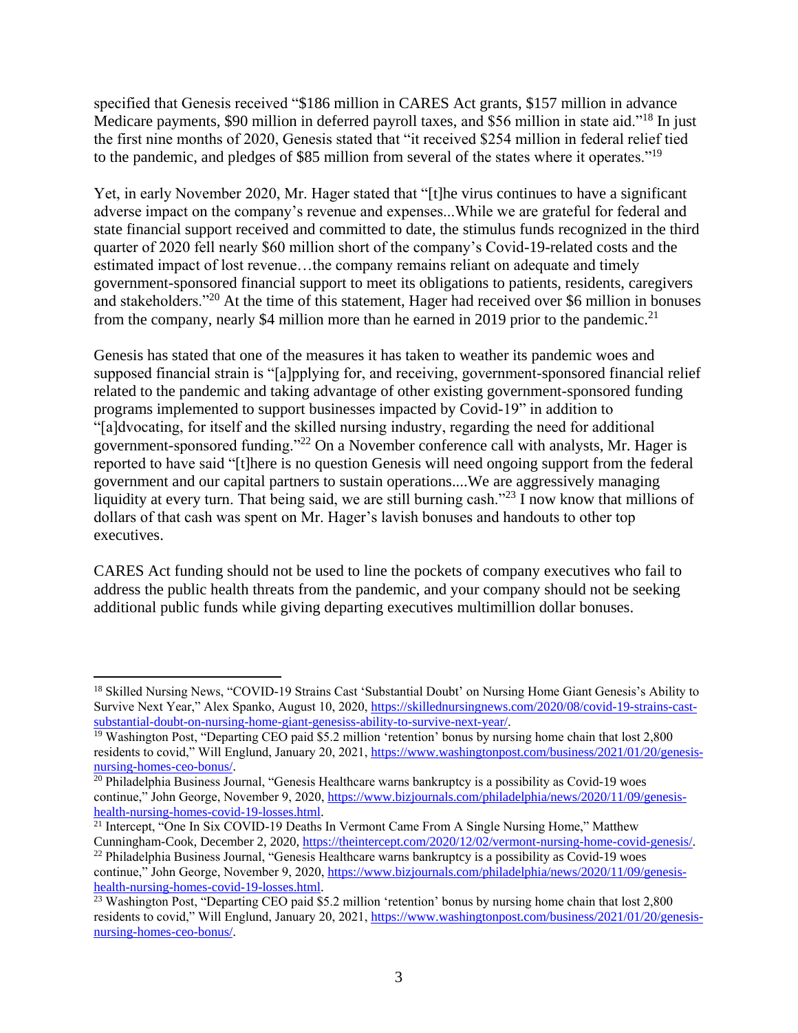specified that Genesis received "$186 million in CARES Act grants, $157 million in advance Medicare payments, $90 million in deferred payroll taxes, and $56 million in state aid."[18] In just the first nine months of 2020, Genesis stated that "it received $254 million in federal relief tied to the pandemic, and pledges of $85 million from several of the states where it operates."[19]

Yet, in early November 2020, Mr. Hager stated that "[t]he virus continues to have a significant adverse impact on the company's revenue and expenses...While we are grateful for federal and state financial support received and committed to date, the stimulus funds recognized in the third quarter of 2020 fell nearly $60 million short of the company's Covid-19-related costs and the estimated impact of lost revenue…the company remains reliant on adequate and timely government-sponsored financial support to meet its obligations to patients, residents, caregivers and stakeholders."[20] At the time of this statement, Hager had received over $6 million in bonuses from the company, nearly $4 million more than he earned in 2019 prior to the pandemic.[21]

Genesis has stated that one of the measures it has taken to weather its pandemic woes and supposed financial strain is "[a]pplying for, and receiving, government-sponsored financial relief related to the pandemic and taking advantage of other existing government-sponsored funding programs implemented to support businesses impacted by Covid-19" in addition to "[a]dvocating, for itself and the skilled nursing industry, regarding the need for additional government-sponsored funding."[22] On a November conference call with analysts, Mr. Hager is reported to have said "[t]here is no question Genesis will need ongoing support from the federal government and our capital partners to sustain operations....We are aggressively managing liquidity at every turn. That being said, we are still burning cash."[23] I now know that millions of dollars of that cash was spent on Mr. Hager's lavish bonuses and handouts to other top executives.

CARES Act funding should not be used to line the pockets of company executives who fail to address the public health threats from the pandemic, and your company should not be seeking additional public funds while giving departing executives multimillion dollar bonuses.

---

[18] Skilled Nursing News, "COVID-19 Strains Cast 'Substantial Doubt' on Nursing Home Giant Genesis's Ability to Survive Next Year," Alex Spanko, August 10, 2020, https://skillednursingnews.com/2020/08/covid-19-strains-cast-substantial-doubt-on-nursing-home-giant-genesiss-ability-to-survive-next-year/.

[19] Washington Post, "Departing CEO paid $5.2 million 'retention' bonus by nursing home chain that lost 2,800 residents to covid," Will Englund, January 20, 2021, https://www.washingtonpost.com/business/2021/01/20/genesis-nursing-homes-ceo-bonus/.

[20] Philadelphia Business Journal, "Genesis Healthcare warns bankruptcy is a possibility as Covid-19 woes continue," John George, November 9, 2020, https://www.bizjournals.com/philadelphia/news/2020/11/09/genesis-health-nursing-homes-covid-19-losses.html.

[21] Intercept, "One In Six COVID-19 Deaths In Vermont Came From A Single Nursing Home," Matthew Cunningham-Cook, December 2, 2020, https://theintercept.com/2020/12/02/vermont-nursing-home-covid-genesis/.

[22] Philadelphia Business Journal, "Genesis Healthcare warns bankruptcy is a possibility as Covid-19 woes continue," John George, November 9, 2020, https://www.bizjournals.com/philadelphia/news/2020/11/09/genesis-health-nursing-homes-covid-19-losses.html.

[23] Washington Post, "Departing CEO paid $5.2 million 'retention' bonus by nursing home chain that lost 2,800 residents to covid," Will Englund, January 20, 2021, https://www.washingtonpost.com/business/2021/01/20/genesis-nursing-homes-ceo-bonus/.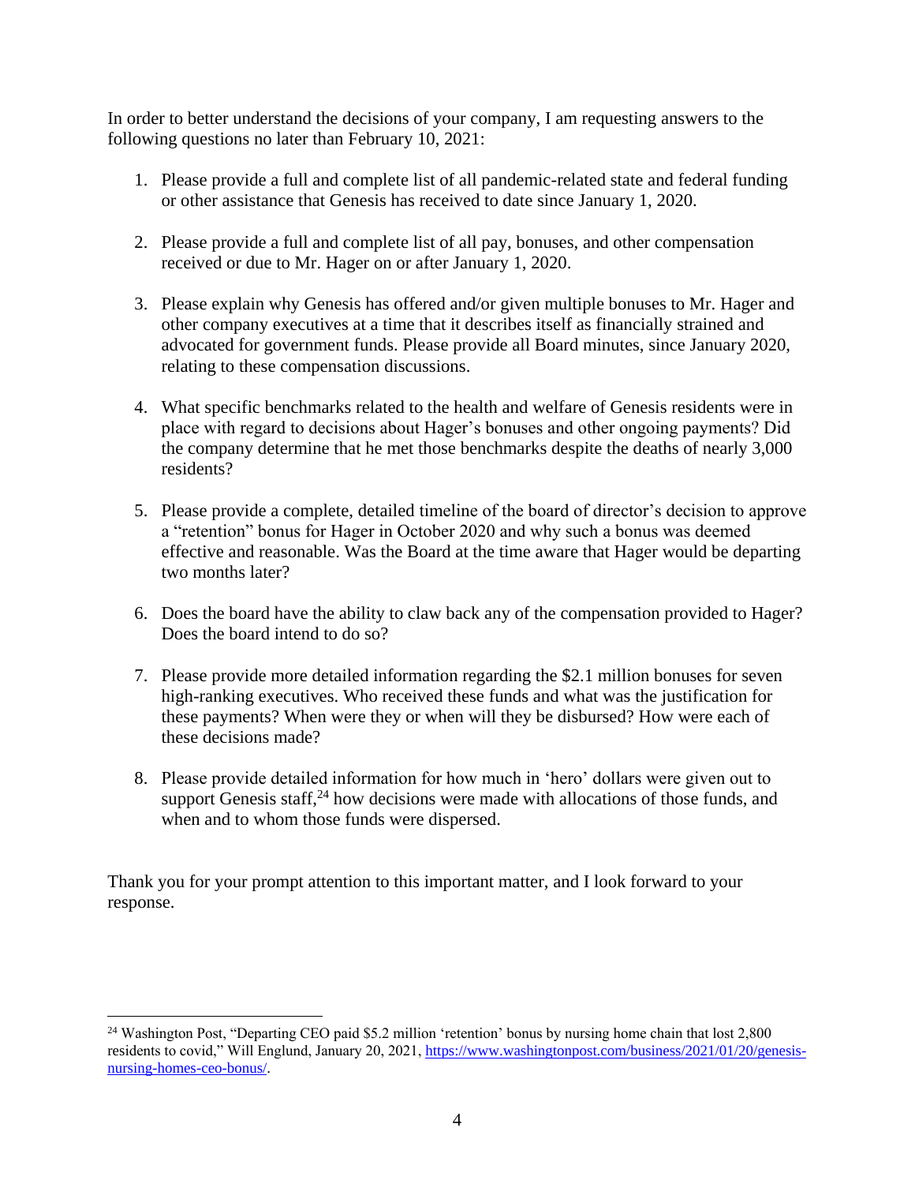In order to better understand the decisions of your company, I am requesting answers to the following questions no later than February 10, 2021:

1. Please provide a full and complete list of all pandemic-related state and federal funding or other assistance that Genesis has received to date since January 1, 2020.

2. Please provide a full and complete list of all pay, bonuses, and other compensation received or due to Mr. Hager on or after January 1, 2020.

3. Please explain why Genesis has offered and/or given multiple bonuses to Mr. Hager and other company executives at a time that it describes itself as financially strained and advocated for government funds. Please provide all Board minutes, since January 2020, relating to these compensation discussions.

4. What specific benchmarks related to the health and welfare of Genesis residents were in place with regard to decisions about Hager's bonuses and other ongoing payments? Did the company determine that he met those benchmarks despite the deaths of nearly 3,000 residents?

5. Please provide a complete, detailed timeline of the board of director's decision to approve a "retention" bonus for Hager in October 2020 and why such a bonus was deemed effective and reasonable. Was the Board at the time aware that Hager would be departing two months later?

6. Does the board have the ability to claw back any of the compensation provided to Hager? Does the board intend to do so?

7. Please provide more detailed information regarding the $2.1 million bonuses for seven high-ranking executives. Who received these funds and what was the justification for these payments? When were they or when will they be disbursed? How were each of these decisions made?

8. Please provide detailed information for how much in 'hero' dollars were given out to support Genesis staff,[24] how decisions were made with allocations of those funds, and when and to whom those funds were dispersed.

Thank you for your prompt attention to this important matter, and I look forward to your response.

---

[24] Washington Post, "Departing CEO paid $5.2 million 'retention' bonus by nursing home chain that lost 2,800 residents to covid," Will Englund, January 20, 2021, https://www.washingtonpost.com/business/2021/01/20/genesis-nursing-homes-ceo-bonus/.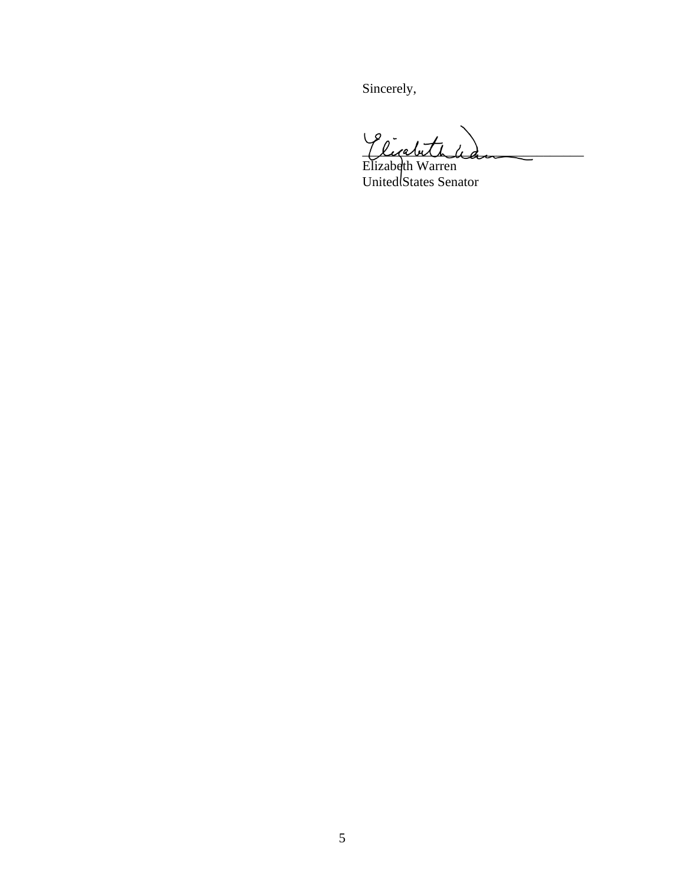Sincerely,

Elizabeth Warren
United States Senator